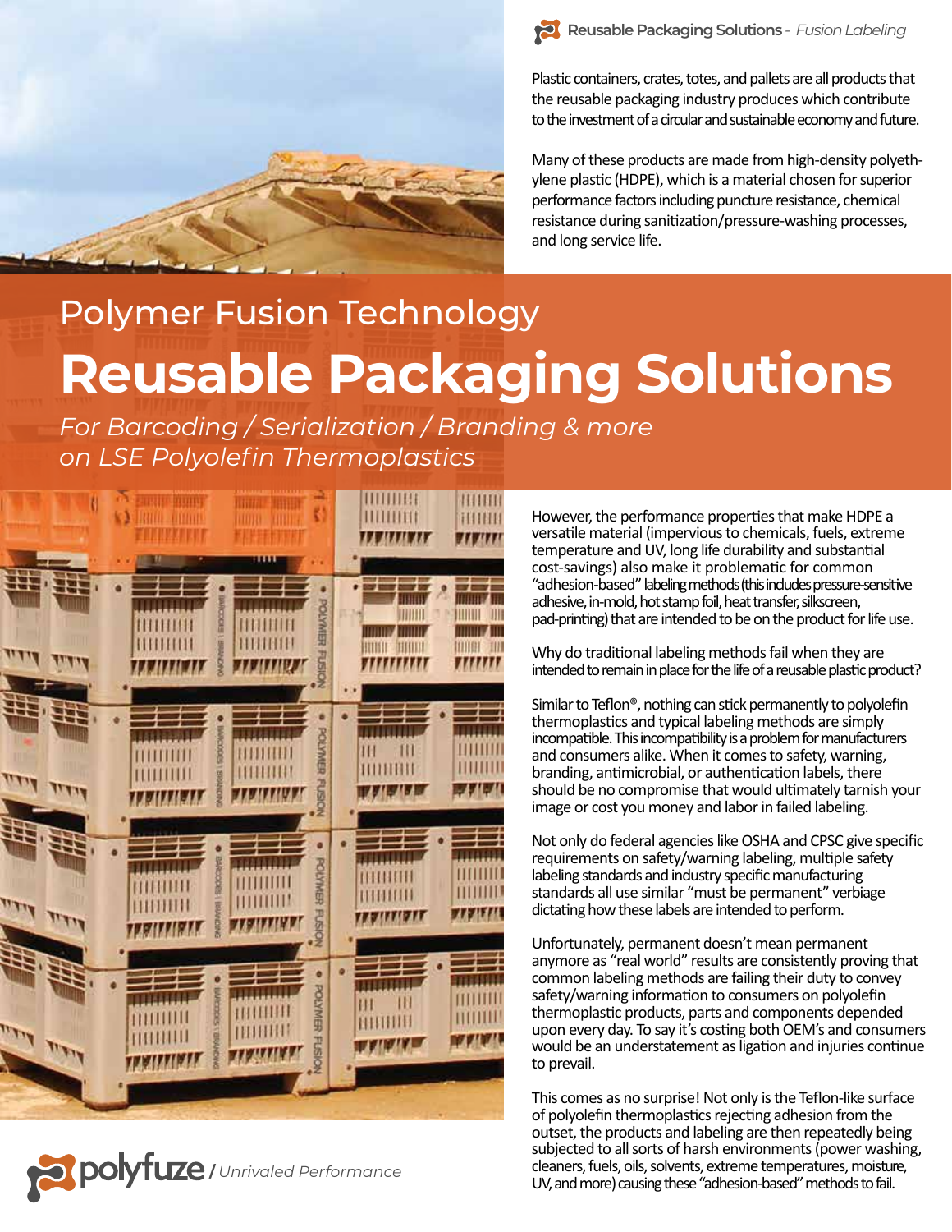Reusable Packaging Solutions - *Fusion Labeling*

Plastic containers, crates, totes, and pallets are all products that the reusable packaging industry produces which contribute to the investment of a circular and sustainable economy and future.

Many of these products are made from high-density polyethylene plastic (HDPE), which is a material chosen for superior performance factors including puncture resistance, chemical resistance during sanitization/pressure-washing processes, and long service life.

## Polymer Fusion Technology

# Reusable Packaging Solutions

*For Barcoding / Serialization / Branding & more on LSE Polyolefin Thermoplastics*

However, the performance properties that make HDPE a versatile material (impervious to chemicals, fuels, extreme temperature and UV, long life durability and substantial cost-savings) also make it problematic for common "adhesion-based" labeling methods (this includes pressure-sensitive adhesive, in-mold, hot stamp foil, heat transfer, silkscreen, pad-printing) that are intended to be on the product for life use.

Why do traditional labeling methods fail when they are intended to remain in place for the life of a reusable plastic product?

Similar to Teflon®, nothing can stick permanently to polyolefin thermoplastics and typical labeling methods are simply incompatible. This incompatibility is a problem for manufacturers and consumers alike. When it comes to safety, warning, branding, antimicrobial, or authentication labels, there should be no compromise that would ultimately tarnish your image or cost you money and labor in failed labeling.

Not only do federal agencies like OSHA and CPSC give specific requirements on safety/warning labeling, multiple safety labeling standards and industry specific manufacturing standards all use similar "must be permanent" verbiage dictating how these labels are intended to perform.

Unfortunately, permanent doesn't mean permanent anymore as "real world" results are consistently proving that common labeling methods are failing their duty to convey safety/warning information to consumers on polyolefin thermoplastic products, parts and components depended upon every day. To say it's costing both OEM's and consumers would be an understatement as ligation and injuries continue to prevail.

This comes as no surprise! Not only is the Teflon-like surface of polyolefin thermoplastics rejecting adhesion from the outset, the products and labeling are then repeatedly being subjected to all sorts of harsh environments (power washing, cleaners, fuels, oils, solvents, extreme temperatures, moisture, UV, and more) causing these "adhesion-based" methods to fail.

polyfuze / *Unrivaled Performance*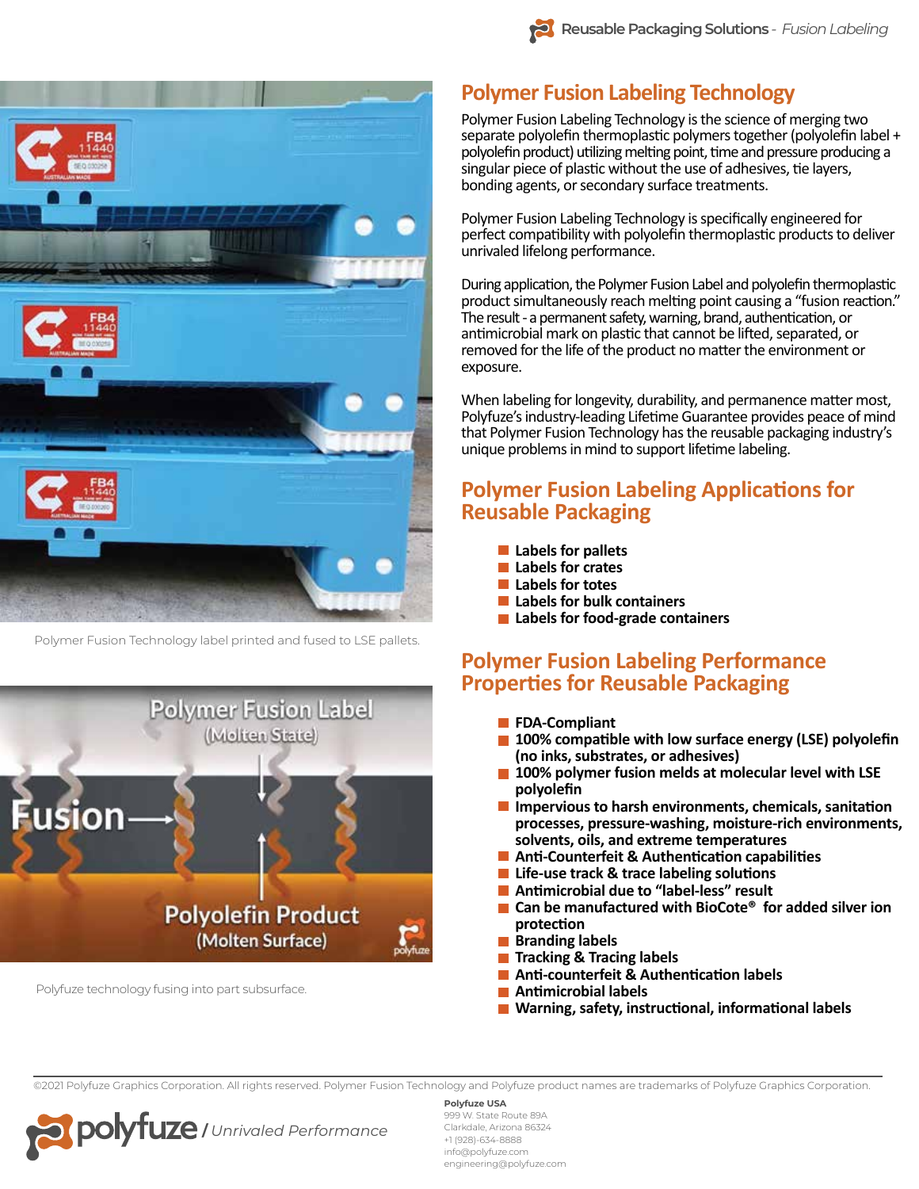## Polymer Fusion Labeling Technology

Polymer Fusion Labeling Technology is the science of merging two separate polyolefin thermoplastic polymers together (polyolefin label + polyolefin product) utilizing melting point, time and pressure producing a singular piece of plastic without the use of adhesives, tie layers, bonding agents, or secondary surface treatments.

Polymer Fusion Labeling Technology is specifically engineered for perfect compatibility with polyolefin thermoplastic products to deliver unrivaled lifelong performance.

During application, the Polymer Fusion Label and polyolefin thermoplastic product simultaneously reach melting point causing a "fusion reaction." The result - a permanent safety, warning, brand, authentication, or antimicrobial mark on plastic that cannot be lifted, separated, or removed for the life of the product no matter the environment or exposure.

When labeling for longevity, durability, and permanence matter most, Polyfuze's industry-leading Lifetime Guarantee provides peace of mind that Polymer Fusion Technology has the reusable packaging industry's unique problems in mind to support lifetime labeling.

Polymer Fusion Technology label printed and fused to LSE pallets.

Polyfuze technology fusing into part subsurface.

## Polymer Fusion Labeling Applications for Reusable Packaging

- **Labels for pallets**
- **Labels for crates**
- **Labels for totes**
- **Labels for bulk containers**
- **Labels for food-grade containers**

## Polymer Fusion Labeling Performance Properties for Reusable Packaging

- **FDA-Compliant**
- **100% compatible with low surface energy (LSE) polyolefin (no inks, substrates, or adhesives)**
- **100% polymer fusion melds at molecular level with LSE polyolefin**
- **Impervious to harsh environments, chemicals, sanitation processes, pressure-washing, moisture-rich environments, solvents, oils, and extreme temperatures**
- **Anti-Counterfeit & Authentication capabilities**
- **Life-use track & trace labeling solutions**
- **Antimicrobial due to "label-less" result**
- **Can be manufactured with BioCote® for added silver ion protection**
- **Branding labels**
- **Tracking & Tracing labels**
- **Anti-counterfeit & Authentication labels**
- **Antimicrobial labels**
- **Warning, safety, instructional, informational labels**

©2021 Polyfuze Graphics Corporation. All rights reserved. Polymer Fusion Technology and Polyfuze product names are trademarks of Polyfuze Graphics Corporation.

polyfuze / *Unrivaled Performance*

**Polyfuze USA**
999 W. State Route 89A
Clarkdale, Arizona 86324
+1 (928)-634-8888
info@polyfuze.com
engineering@polyfuze.com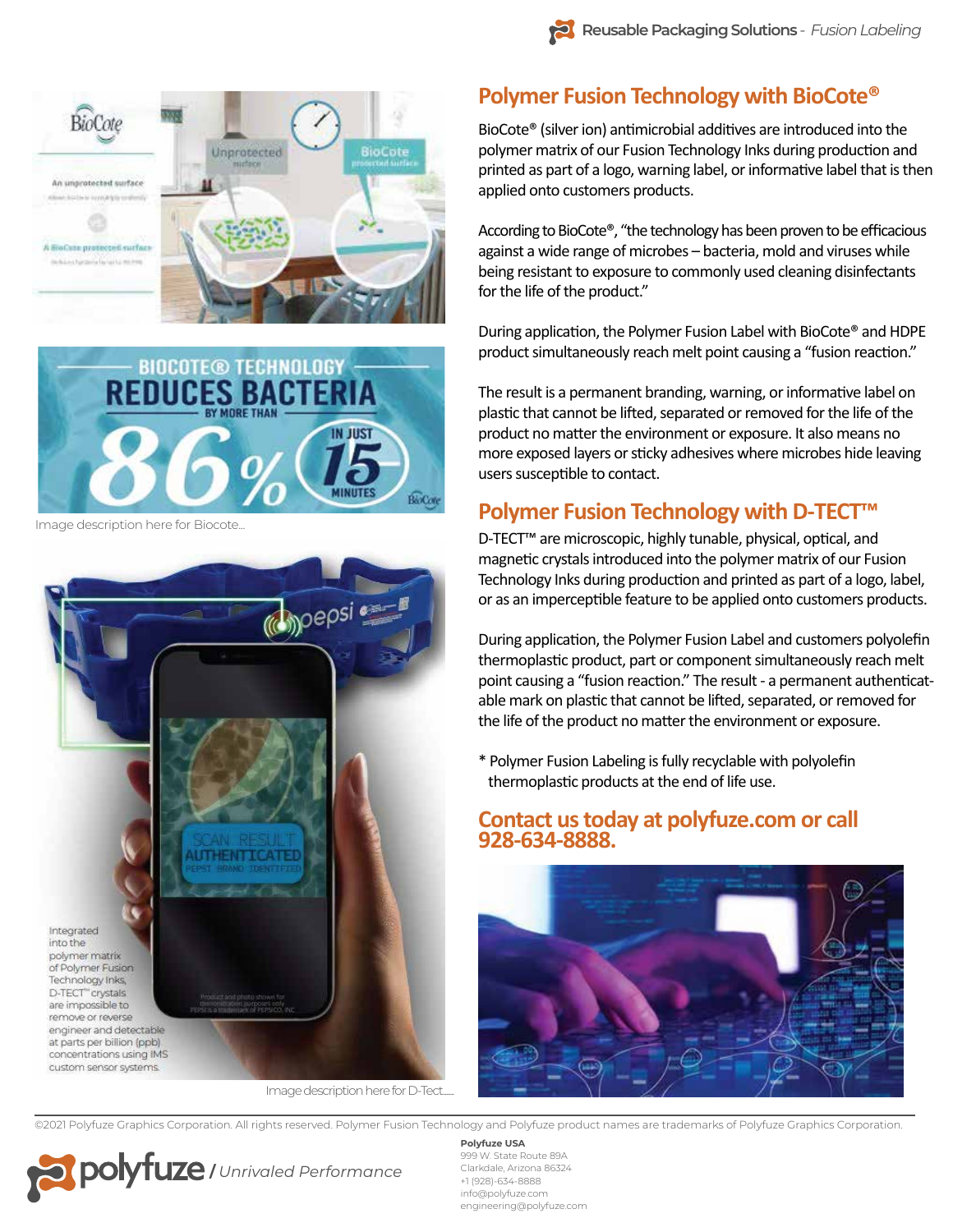## Polymer Fusion Technology with BioCote®

BioCote® (silver ion) antimicrobial additives are introduced into the polymer matrix of our Fusion Technology Inks during production and printed as part of a logo, warning label, or informative label that is then applied onto customers products.

According to BioCote®, "the technology has been proven to be efficacious against a wide range of microbes – bacteria, mold and viruses while being resistant to exposure to commonly used cleaning disinfectants for the life of the product."

During application, the Polymer Fusion Label with BioCote® and HDPE product simultaneously reach melt point causing a "fusion reaction."

The result is a permanent branding, warning, or informative label on plastic that cannot be lifted, separated or removed for the life of the product no matter the environment or exposure. It also means no more exposed layers or sticky adhesives where microbes hide leaving users susceptible to contact.

Image description here for Biocote...

## Polymer Fusion Technology with D-TECT™

D-TECT™ are microscopic, highly tunable, physical, optical, and magnetic crystals introduced into the polymer matrix of our Fusion Technology Inks during production and printed as part of a logo, label, or as an imperceptible feature to be applied onto customers products.

During application, the Polymer Fusion Label and customers polyolefin thermoplastic product, part or component simultaneously reach melt point causing a "fusion reaction." The result - a permanent authenticatable mark on plastic that cannot be lifted, separated, or removed for the life of the product no matter the environment or exposure.

\* Polymer Fusion Labeling is fully recyclable with polyolefin thermoplastic products at the end of life use.

Integrated into the polymer matrix of Polymer Fusion Technology Inks, D-TECT™ crystals are impossible to remove or reverse engineer and detectable at parts per billion (ppb) concentrations using IMS custom sensor systems.

Image description here for D-Tect......

## Contact us today at polyfuze.com or call 928-634-8888.

©2021 Polyfuze Graphics Corporation. All rights reserved. Polymer Fusion Technology and Polyfuze product names are trademarks of Polyfuze Graphics Corporation.

polyfuze / *Unrivaled Performance*

**Polyfuze USA**
999 W. State Route 89A
Clarkdale, Arizona 86324
+1 (928)-634-8888
info@polyfuze.com
engineering@polyfuze.com